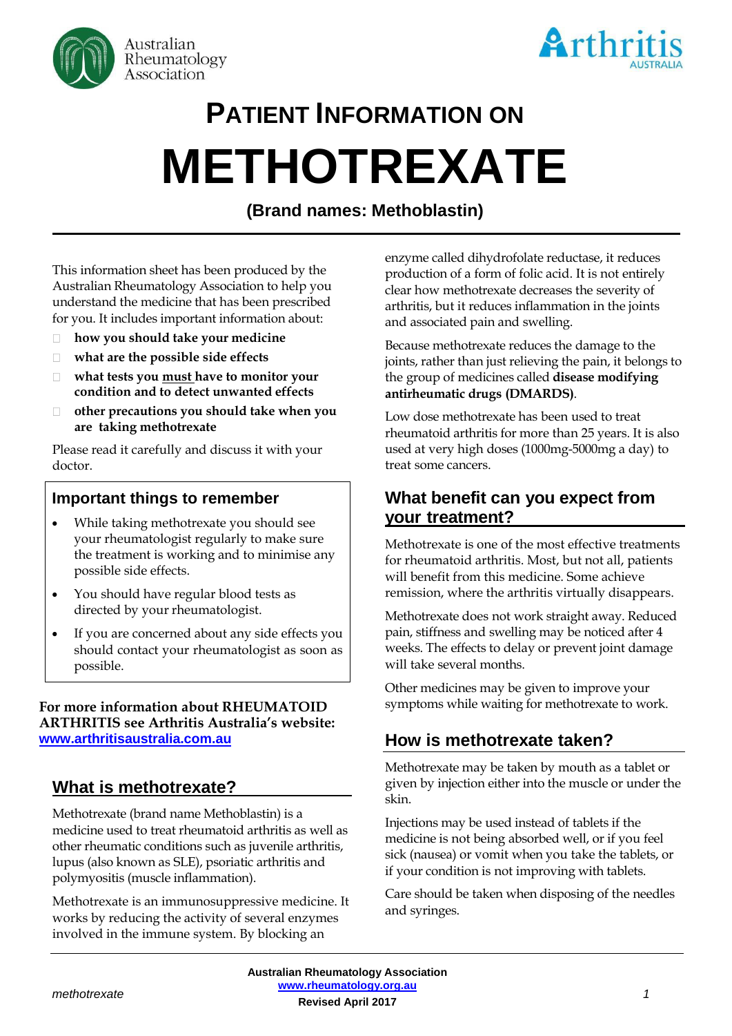Australian Rheumatology Association

Arthritis AUSTRALIA

# PATIENT INFORMATION ON

# METHOTREXATE

**(Brand names: Methoblastin)**

This information sheet has been produced by the Australian Rheumatology Association to help you understand the medicine that has been prescribed for you. It includes important information about:

- **how you should take your medicine**
- **what are the possible side effects**
- **what tests you <u>must</u> have to monitor your condition and to detect unwanted effects**
- **other precautions you should take when you are taking methotrexate**

Please read it carefully and discuss it with your doctor.

### Important things to remember

- While taking methotrexate you should see your rheumatologist regularly to make sure the treatment is working and to minimise any possible side effects.
- You should have regular blood tests as directed by your rheumatologist.
- If you are concerned about any side effects you should contact your rheumatologist as soon as possible.

**For more information about RHEUMATOID ARTHRITIS see Arthritis Australia's website: [www.arthritisaustralia.com.au](http://www.arthritisaustralia.com.au)**

## What is methotrexate?

Methotrexate (brand name Methoblastin) is a medicine used to treat rheumatoid arthritis as well as other rheumatic conditions such as juvenile arthritis, lupus (also known as SLE), psoriatic arthritis and polymyositis (muscle inflammation).

Methotrexate is an immunosuppressive medicine. It works by reducing the activity of several enzymes involved in the immune system. By blocking an enzyme called dihydrofolate reductase, it reduces production of a form of folic acid. It is not entirely clear how methotrexate decreases the severity of arthritis, but it reduces inflammation in the joints and associated pain and swelling.

Because methotrexate reduces the damage to the joints, rather than just relieving the pain, it belongs to the group of medicines called **disease modifying antirheumatic drugs (DMARDS)**.

Low dose methotrexate has been used to treat rheumatoid arthritis for more than 25 years. It is also used at very high doses (1000mg-5000mg a day) to treat some cancers.

## What benefit can you expect from your treatment?

Methotrexate is one of the most effective treatments for rheumatoid arthritis. Most, but not all, patients will benefit from this medicine. Some achieve remission, where the arthritis virtually disappears.

Methotrexate does not work straight away. Reduced pain, stiffness and swelling may be noticed after 4 weeks. The effects to delay or prevent joint damage will take several months.

Other medicines may be given to improve your symptoms while waiting for methotrexate to work.

## How is methotrexate taken?

Methotrexate may be taken by mouth as a tablet or given by injection either into the muscle or under the skin.

Injections may be used instead of tablets if the medicine is not being absorbed well, or if you feel sick (nausea) or vomit when you take the tablets, or if your condition is not improving with tablets.

Care should be taken when disposing of the needles and syringes.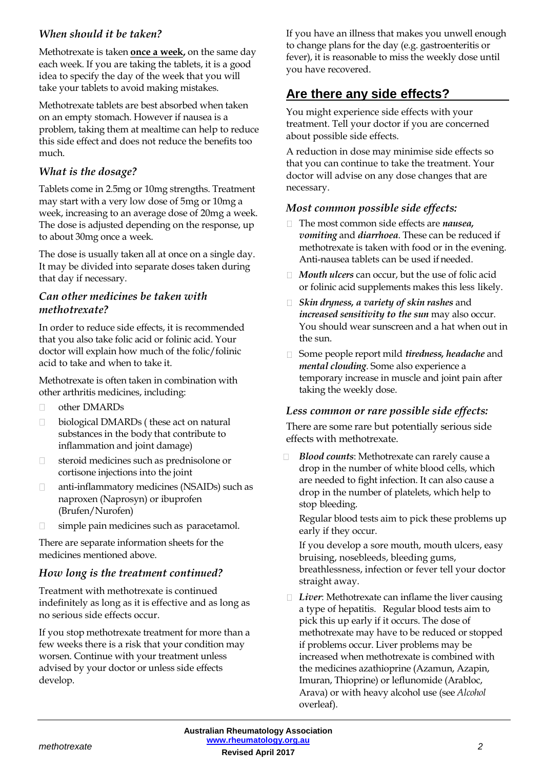### *When should it be taken?*

Methotrexate is taken **once a week**, on the same day each week. If you are taking the tablets, it is a good idea to specify the day of the week that you will take your tablets to avoid making mistakes.

Methotrexate tablets are best absorbed when taken on an empty stomach. However if nausea is a problem, taking them at mealtime can help to reduce this side effect and does not reduce the benefits too much.

### *What is the dosage?*

Tablets come in 2.5mg or 10mg strengths. Treatment may start with a very low dose of 5mg or 10mg a week, increasing to an average dose of 20mg a week. The dose is adjusted depending on the response, up to about 30mg once a week.

The dose is usually taken all at once on a single day. It may be divided into separate doses taken during that day if necessary.

### *Can other medicines be taken with methotrexate?*

In order to reduce side effects, it is recommended that you also take folic acid or folinic acid. Your doctor will explain how much of the folic/folinic acid to take and when to take it.

Methotrexate is often taken in combination with other arthritis medicines, including:

- other DMARDs
- biological DMARDs ( these act on natural substances in the body that contribute to inflammation and joint damage)
- steroid medicines such as prednisolone or cortisone injections into the joint
- anti-inflammatory medicines (NSAIDs) such as naproxen (Naprosyn) or ibuprofen (Brufen/Nurofen)
- simple pain medicines such as paracetamol.

There are separate information sheets for the medicines mentioned above.

### *How long is the treatment continued?*

Treatment with methotrexate is continued indefinitely as long as it is effective and as long as no serious side effects occur.

If you stop methotrexate treatment for more than a few weeks there is a risk that your condition may worsen. Continue with your treatment unless advised by your doctor or unless side effects develop.

If you have an illness that makes you unwell enough to change plans for the day (e.g. gastroenteritis or fever), it is reasonable to miss the weekly dose until you have recovered.

## Are there any side effects?

You might experience side effects with your treatment. Tell your doctor if you are concerned about possible side effects.

A reduction in dose may minimise side effects so that you can continue to take the treatment. Your doctor will advise on any dose changes that are necessary.

### *Most common possible side effects:*

- The most common side effects are ***nausea, vomiting*** and ***diarrhoea***. These can be reduced if methotrexate is taken with food or in the evening. Anti-nausea tablets can be used if needed.
- ***Mouth ulcers*** can occur, but the use of folic acid or folinic acid supplements makes this less likely.
- ***Skin dryness, a variety of skin rashes*** and ***increased sensitivity to the sun*** may also occur. You should wear sunscreen and a hat when out in the sun.
- Some people report mild ***tiredness, headache*** and ***mental clouding***. Some also experience a temporary increase in muscle and joint pain after taking the weekly dose.

### *Less common or rare possible side effects:*

There are some rare but potentially serious side effects with methotrexate.

- ***Blood counts***: Methotrexate can rarely cause a drop in the number of white blood cells, which are needed to fight infection. It can also cause a drop in the number of platelets, which help to stop bleeding.

  Regular blood tests aim to pick these problems up early if they occur.

  If you develop a sore mouth, mouth ulcers, easy bruising, nosebleeds, bleeding gums, breathlessness, infection or fever tell your doctor straight away.
- ***Liver***: Methotrexate can inflame the liver causing a type of hepatitis. Regular blood tests aim to pick this up early if it occurs. The dose of methotrexate may have to be reduced or stopped if problems occur. Liver problems may be increased when methotrexate is combined with the medicines azathioprine (Azamun, Azapin, Imuran, Thioprine) or leflunomide (Arabloc, Arava) or with heavy alcohol use (see *Alcohol* overleaf).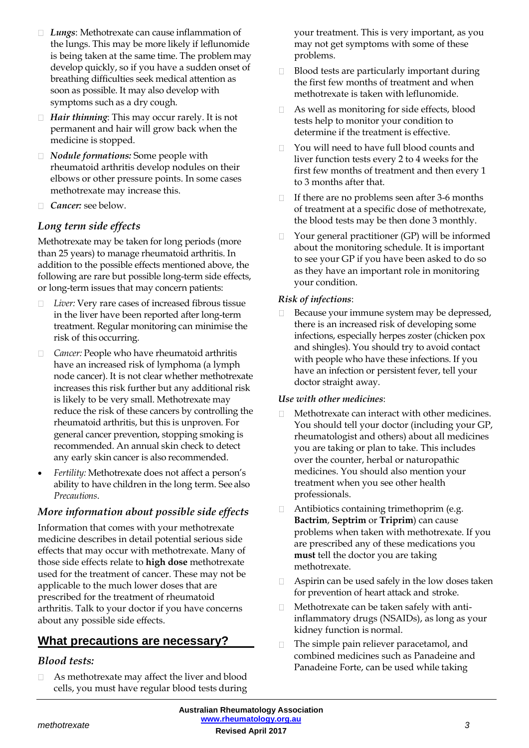- ***Lungs***: Methotrexate can cause inflammation of the lungs. This may be more likely if leflunomide is being taken at the same time. The problem may develop quickly, so if you have a sudden onset of breathing difficulties seek medical attention as soon as possible. It may also develop with symptoms such as a dry cough.
- ***Hair thinning***: This may occur rarely. It is not permanent and hair will grow back when the medicine is stopped.
- ***Nodule formations:*** Some people with rheumatoid arthritis develop nodules on their elbows or other pressure points. In some cases methotrexate may increase this.
- ***Cancer:*** see below.

### *Long term side effects*

Methotrexate may be taken for long periods (more than 25 years) to manage rheumatoid arthritis. In addition to the possible effects mentioned above, the following are rare but possible long-term side effects, or long-term issues that may concern patients:

- *Liver:* Very rare cases of increased fibrous tissue in the liver have been reported after long-term treatment. Regular monitoring can minimise the risk of this occurring.
- *Cancer:* People who have rheumatoid arthritis have an increased risk of lymphoma (a lymph node cancer). It is not clear whether methotrexate increases this risk further but any additional risk is likely to be very small. Methotrexate may reduce the risk of these cancers by controlling the rheumatoid arthritis, but this is unproven. For general cancer prevention, stopping smoking is recommended. An annual skin check to detect any early skin cancer is also recommended.
- *Fertility:* Methotrexate does not affect a person's ability to have children in the long term. See also *Precautions*.

### *More information about possible side effects*

Information that comes with your methotrexate medicine describes in detail potential serious side effects that may occur with methotrexate. Many of those side effects relate to **high dose** methotrexate used for the treatment of cancer. These may not be applicable to the much lower doses that are prescribed for the treatment of rheumatoid arthritis. Talk to your doctor if you have concerns about any possible side effects.

## What precautions are necessary?

### *Blood tests:*

- As methotrexate may affect the liver and blood cells, you must have regular blood tests during your treatment. This is very important, as you may not get symptoms with some of these problems.
- Blood tests are particularly important during the first few months of treatment and when methotrexate is taken with leflunomide.
- As well as monitoring for side effects, blood tests help to monitor your condition to determine if the treatment is effective.
- You will need to have full blood counts and liver function tests every 2 to 4 weeks for the first few months of treatment and then every 1 to 3 months after that.
- If there are no problems seen after 3-6 months of treatment at a specific dose of methotrexate, the blood tests may be then done 3 monthly.
- Your general practitioner (GP) will be informed about the monitoring schedule. It is important to see your GP if you have been asked to do so as they have an important role in monitoring your condition.

***Risk of infections***:

- Because your immune system may be depressed, there is an increased risk of developing some infections, especially herpes zoster (chicken pox and shingles). You should try to avoid contact with people who have these infections. If you have an infection or persistent fever, tell your doctor straight away.

***Use with other medicines***:

- Methotrexate can interact with other medicines. You should tell your doctor (including your GP, rheumatologist and others) about all medicines you are taking or plan to take. This includes over the counter, herbal or naturopathic medicines. You should also mention your treatment when you see other health professionals.
- Antibiotics containing trimethoprim (e.g. **Bactrim**, **Septrim** or **Triprim**) can cause problems when taken with methotrexate. If you are prescribed any of these medications you **must** tell the doctor you are taking methotrexate.
- Aspirin can be used safely in the low doses taken for prevention of heart attack and stroke.
- Methotrexate can be taken safely with anti-inflammatory drugs (NSAIDs), as long as your kidney function is normal.
- The simple pain reliever paracetamol, and combined medicines such as Panadeine and Panadeine Forte, can be used while taking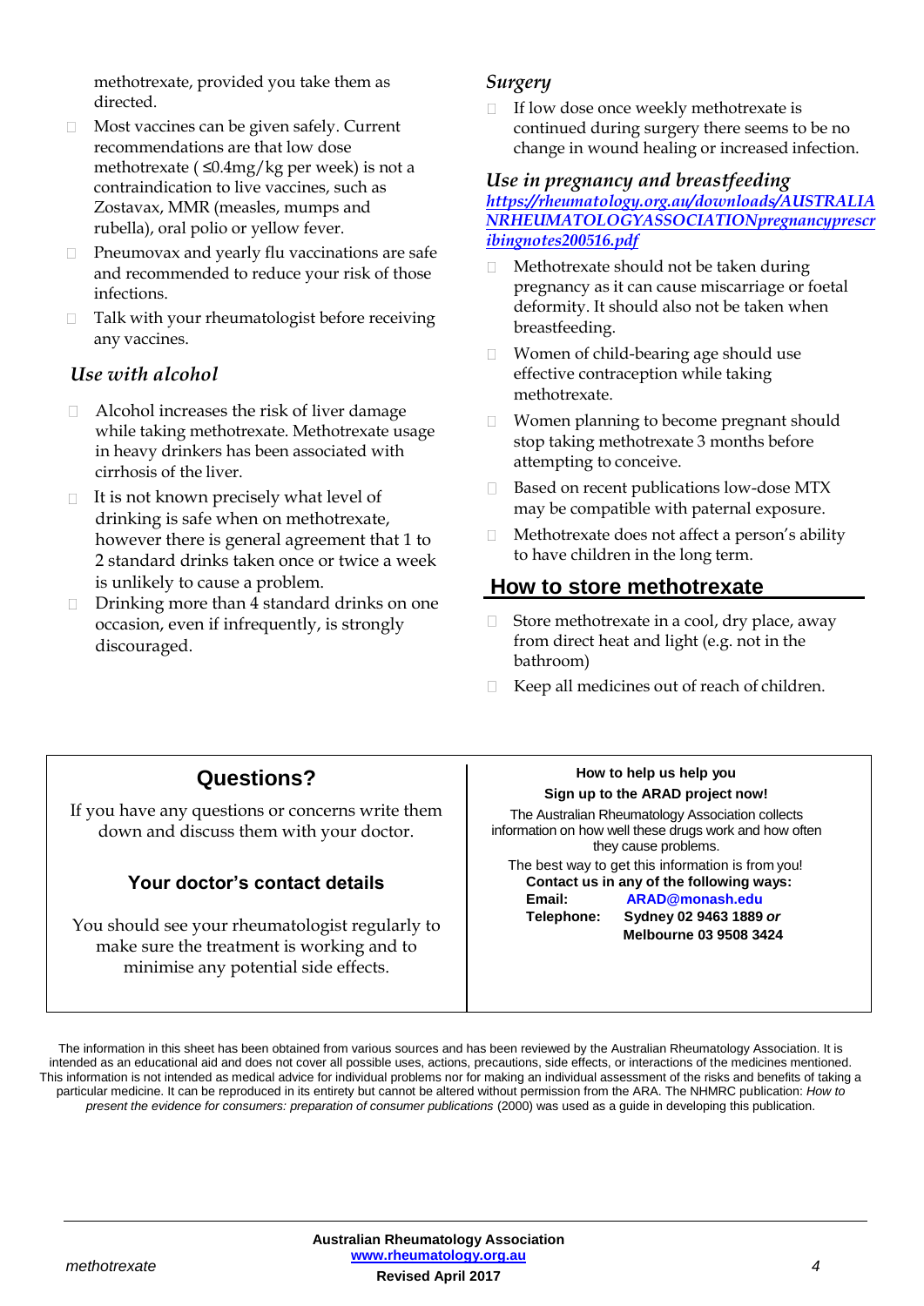methotrexate, provided you take them as directed.

- Most vaccines can be given safely. Current recommendations are that low dose methotrexate ( ≤0.4mg/kg per week) is not a contraindication to live vaccines, such as Zostavax, MMR (measles, mumps and rubella), oral polio or yellow fever.
- Pneumovax and yearly flu vaccinations are safe and recommended to reduce your risk of those infections.
- Talk with your rheumatologist before receiving any vaccines.

### *Use with alcohol*

- Alcohol increases the risk of liver damage while taking methotrexate. Methotrexate usage in heavy drinkers has been associated with cirrhosis of the liver.
- It is not known precisely what level of drinking is safe when on methotrexate, however there is general agreement that 1 to 2 standard drinks taken once or twice a week is unlikely to cause a problem.
- Drinking more than 4 standard drinks on one occasion, even if infrequently, is strongly discouraged.

### *Surgery*

- If low dose once weekly methotrexate is continued during surgery there seems to be no change in wound healing or increased infection.

### *Use in pregnancy and breastfeeding*

*https://rheumatology.org.au/downloads/AUSTRALIANRHEUMATOLOGYASSOCIATIONpregnancyprescribingnotes200516.pdf*

- Methotrexate should not be taken during pregnancy as it can cause miscarriage or foetal deformity. It should also not be taken when breastfeeding.
- Women of child-bearing age should use effective contraception while taking methotrexate.
- Women planning to become pregnant should stop taking methotrexate 3 months before attempting to conceive.
- Based on recent publications low-dose MTX may be compatible with paternal exposure.
- Methotrexate does not affect a person's ability to have children in the long term.

## How to store methotrexate

- Store methotrexate in a cool, dry place, away from direct heat and light (e.g. not in the bathroom)
- Keep all medicines out of reach of children.

## Questions?

If you have any questions or concerns write them down and discuss them with your doctor.

**Your doctor's contact details**

You should see your rheumatologist regularly to make sure the treatment is working and to minimise any potential side effects.

**How to help us help you**

**Sign up to the ARAD project now!**

The Australian Rheumatology Association collects information on how well these drugs work and how often they cause problems.

The best way to get this information is from you!

**Contact us in any of the following ways:**

**Email:** **ARAD@monash.edu**

**Telephone:** **Sydney 02 9463 1889 *or* Melbourne 03 9508 3424**

The information in this sheet has been obtained from various sources and has been reviewed by the Australian Rheumatology Association. It is intended as an educational aid and does not cover all possible uses, actions, precautions, side effects, or interactions of the medicines mentioned. This information is not intended as medical advice for individual problems nor for making an individual assessment of the risks and benefits of taking a particular medicine. It can be reproduced in its entirety but cannot be altered without permission from the ARA. The NHMRC publication: *How to present the evidence for consumers: preparation of consumer publications* (2000) was used as a guide in developing this publication.

**Australian Rheumatology Association**
**www.rheumatology.org.au**
**Revised April 2017**